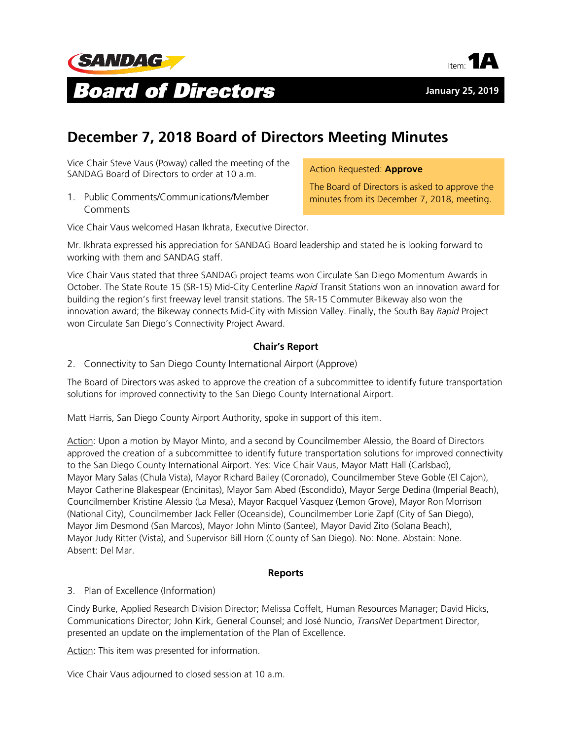SANDAG

Item: **1A**

# Board of Directors

**January 25, 2019**

## December 7, 2018 Board of Directors Meeting Minutes

Action Requested: **Approve**

The Board of Directors is asked to approve the minutes from its December 7, 2018, meeting.

Vice Chair Steve Vaus (Poway) called the meeting of the SANDAG Board of Directors to order at 10 a.m.

1. Public Comments/Communications/Member Comments

Vice Chair Vaus welcomed Hasan Ikhrata, Executive Director.

Mr. Ikhrata expressed his appreciation for SANDAG Board leadership and stated he is looking forward to working with them and SANDAG staff.

Vice Chair Vaus stated that three SANDAG project teams won Circulate San Diego Momentum Awards in October. The State Route 15 (SR-15) Mid-City Centerline *Rapid* Transit Stations won an innovation award for building the region's first freeway level transit stations. The SR-15 Commuter Bikeway also won the innovation award; the Bikeway connects Mid-City with Mission Valley. Finally, the South Bay *Rapid* Project won Circulate San Diego's Connectivity Project Award.

**Chair's Report**

2. Connectivity to San Diego County International Airport (Approve)

The Board of Directors was asked to approve the creation of a subcommittee to identify future transportation solutions for improved connectivity to the San Diego County International Airport.

Matt Harris, San Diego County Airport Authority, spoke in support of this item.

Action: Upon a motion by Mayor Minto, and a second by Councilmember Alessio, the Board of Directors approved the creation of a subcommittee to identify future transportation solutions for improved connectivity to the San Diego County International Airport. Yes: Vice Chair Vaus, Mayor Matt Hall (Carlsbad), Mayor Mary Salas (Chula Vista), Mayor Richard Bailey (Coronado), Councilmember Steve Goble (El Cajon), Mayor Catherine Blakespear (Encinitas), Mayor Sam Abed (Escondido), Mayor Serge Dedina (Imperial Beach), Councilmember Kristine Alessio (La Mesa), Mayor Racquel Vasquez (Lemon Grove), Mayor Ron Morrison (National City), Councilmember Jack Feller (Oceanside), Councilmember Lorie Zapf (City of San Diego), Mayor Jim Desmond (San Marcos), Mayor John Minto (Santee), Mayor David Zito (Solana Beach), Mayor Judy Ritter (Vista), and Supervisor Bill Horn (County of San Diego). No: None. Abstain: None. Absent: Del Mar.

**Reports**

3. Plan of Excellence (Information)

Cindy Burke, Applied Research Division Director; Melissa Coffelt, Human Resources Manager; David Hicks, Communications Director; John Kirk, General Counsel; and José Nuncio, *TransNet* Department Director, presented an update on the implementation of the Plan of Excellence.

Action: This item was presented for information.

Vice Chair Vaus adjourned to closed session at 10 a.m.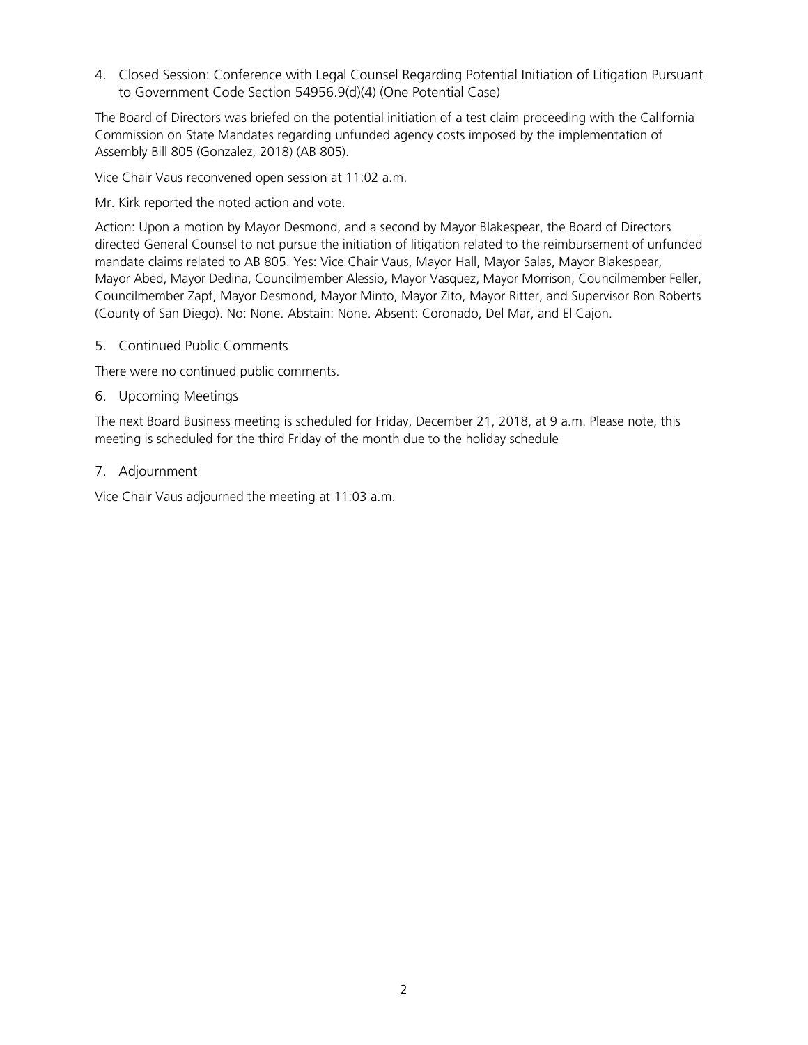4. Closed Session: Conference with Legal Counsel Regarding Potential Initiation of Litigation Pursuant to Government Code Section 54956.9(d)(4) (One Potential Case)

The Board of Directors was briefed on the potential initiation of a test claim proceeding with the California Commission on State Mandates regarding unfunded agency costs imposed by the implementation of Assembly Bill 805 (Gonzalez, 2018) (AB 805).

Vice Chair Vaus reconvened open session at 11:02 a.m.

Mr. Kirk reported the noted action and vote.

Action: Upon a motion by Mayor Desmond, and a second by Mayor Blakespear, the Board of Directors directed General Counsel to not pursue the initiation of litigation related to the reimbursement of unfunded mandate claims related to AB 805. Yes: Vice Chair Vaus, Mayor Hall, Mayor Salas, Mayor Blakespear, Mayor Abed, Mayor Dedina, Councilmember Alessio, Mayor Vasquez, Mayor Morrison, Councilmember Feller, Councilmember Zapf, Mayor Desmond, Mayor Minto, Mayor Zito, Mayor Ritter, and Supervisor Ron Roberts (County of San Diego). No: None. Abstain: None. Absent: Coronado, Del Mar, and El Cajon.

5. Continued Public Comments

There were no continued public comments.

6. Upcoming Meetings

The next Board Business meeting is scheduled for Friday, December 21, 2018, at 9 a.m. Please note, this meeting is scheduled for the third Friday of the month due to the holiday schedule

7. Adjournment

Vice Chair Vaus adjourned the meeting at 11:03 a.m.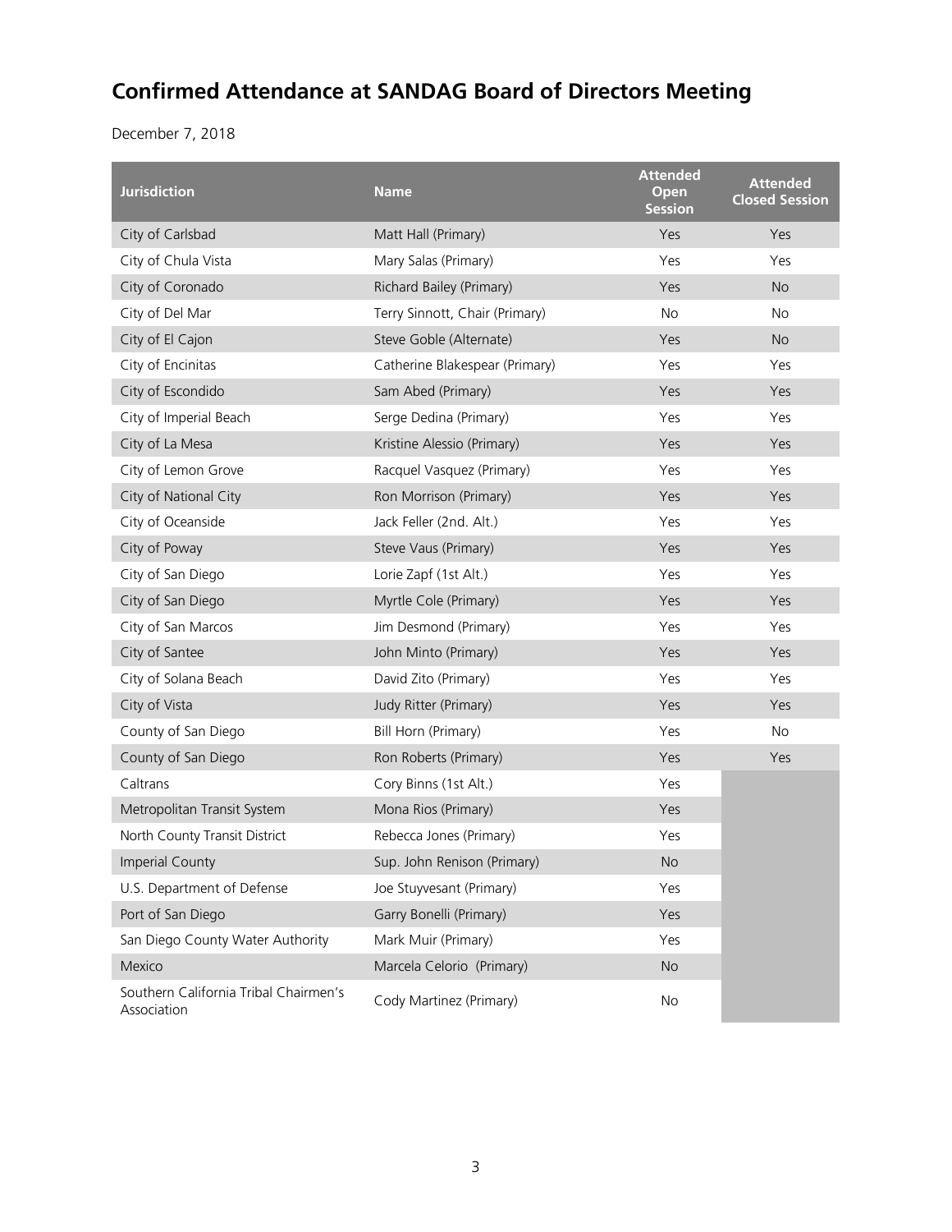# Confirmed Attendance at SANDAG Board of Directors Meeting

December 7, 2018

| Jurisdiction | Name | Attended Open Session | Attended Closed Session |
|---|---|---|---|
| City of Carlsbad | Matt Hall (Primary) | Yes | Yes |
| City of Chula Vista | Mary Salas (Primary) | Yes | Yes |
| City of Coronado | Richard Bailey (Primary) | Yes | No |
| City of Del Mar | Terry Sinnott, Chair (Primary) | No | No |
| City of El Cajon | Steve Goble (Alternate) | Yes | No |
| City of Encinitas | Catherine Blakespear (Primary) | Yes | Yes |
| City of Escondido | Sam Abed (Primary) | Yes | Yes |
| City of Imperial Beach | Serge Dedina (Primary) | Yes | Yes |
| City of La Mesa | Kristine Alessio (Primary) | Yes | Yes |
| City of Lemon Grove | Racquel Vasquez (Primary) | Yes | Yes |
| City of National City | Ron Morrison (Primary) | Yes | Yes |
| City of Oceanside | Jack Feller (2nd. Alt.) | Yes | Yes |
| City of Poway | Steve Vaus (Primary) | Yes | Yes |
| City of San Diego | Lorie Zapf (1st Alt.) | Yes | Yes |
| City of San Diego | Myrtle Cole (Primary) | Yes | Yes |
| City of San Marcos | Jim Desmond (Primary) | Yes | Yes |
| City of Santee | John Minto (Primary) | Yes | Yes |
| City of Solana Beach | David Zito (Primary) | Yes | Yes |
| City of Vista | Judy Ritter (Primary) | Yes | Yes |
| County of San Diego | Bill Horn (Primary) | Yes | No |
| County of San Diego | Ron Roberts (Primary) | Yes | Yes |
| Caltrans | Cory Binns (1st Alt.) | Yes | |
| Metropolitan Transit System | Mona Rios (Primary) | Yes | |
| North County Transit District | Rebecca Jones (Primary) | Yes | |
| Imperial County | Sup. John Renison (Primary) | No | |
| U.S. Department of Defense | Joe Stuyvesant (Primary) | Yes | |
| Port of San Diego | Garry Bonelli (Primary) | Yes | |
| San Diego County Water Authority | Mark Muir (Primary) | Yes | |
| Mexico | Marcela Celorio (Primary) | No | |
| Southern California Tribal Chairmen's Association | Cody Martinez (Primary) | No | |